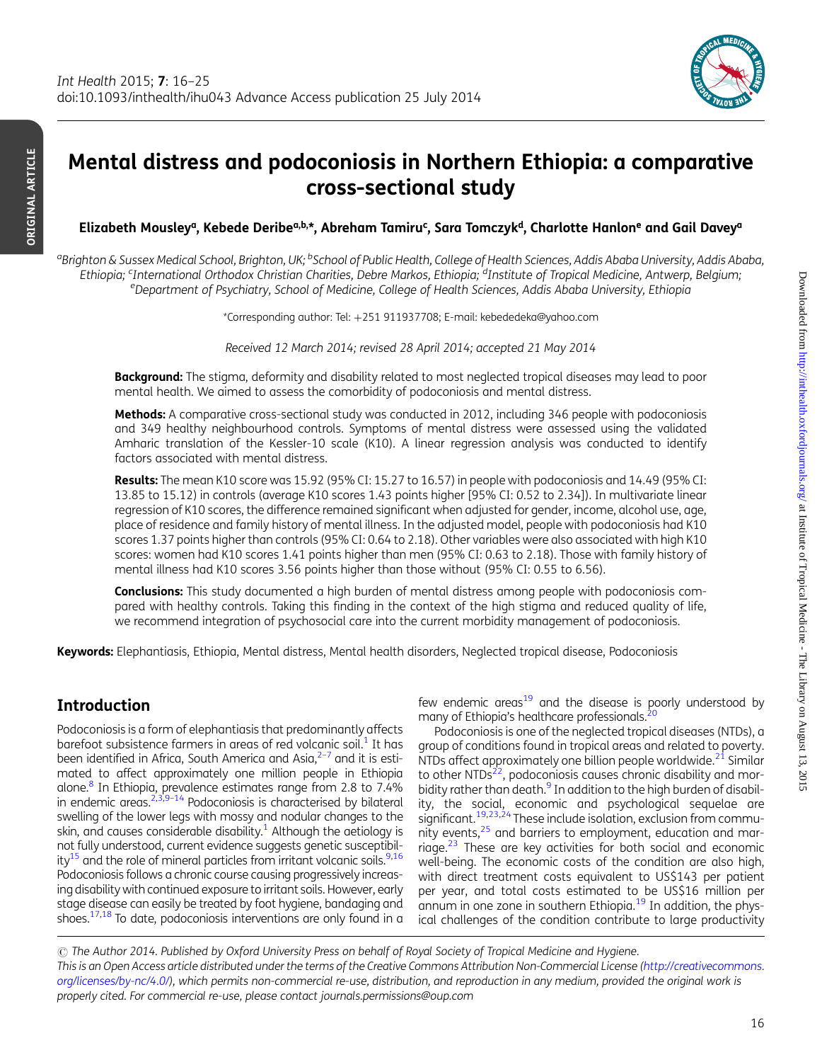# Mental distress and podoconiosis in Northern Ethiopia: a comparative cross-sectional study

**Elizabeth Mousley[a], Kebede Deribe[a,b,*], Abreham Tamiru[c], Sara Tomczyk[d], Charlotte Hanlon[e] and Gail Davey[a]**

[a]Brighton & Sussex Medical School, Brighton, UK; [b]School of Public Health, College of Health Sciences, Addis Ababa University, Addis Ababa, Ethiopia; [c]International Orthodox Christian Charities, Debre Markos, Ethiopia; [d]Institute of Tropical Medicine, Antwerp, Belgium; [e]Department of Psychiatry, School of Medicine, College of Health Sciences, Addis Ababa University, Ethiopia

*Corresponding author: Tel: +251 911937708; E-mail: kebededeka@yahoo.com

*Received 12 March 2014; revised 28 April 2014; accepted 21 May 2014*

**Background:** The stigma, deformity and disability related to most neglected tropical diseases may lead to poor mental health. We aimed to assess the comorbidity of podoconiosis and mental distress.

**Methods:** A comparative cross-sectional study was conducted in 2012, including 346 people with podoconiosis and 349 healthy neighbourhood controls. Symptoms of mental distress were assessed using the validated Amharic translation of the Kessler-10 scale (K10). A linear regression analysis was conducted to identify factors associated with mental distress.

**Results:** The mean K10 score was 15.92 (95% CI: 15.27 to 16.57) in people with podoconiosis and 14.49 (95% CI: 13.85 to 15.12) in controls (average K10 scores 1.43 points higher [95% CI: 0.52 to 2.34]). In multivariate linear regression of K10 scores, the difference remained significant when adjusted for gender, income, alcohol use, age, place of residence and family history of mental illness. In the adjusted model, people with podoconiosis had K10 scores 1.37 points higher than controls (95% CI: 0.64 to 2.18). Other variables were also associated with high K10 scores: women had K10 scores 1.41 points higher than men (95% CI: 0.63 to 2.18). Those with family history of mental illness had K10 scores 3.56 points higher than those without (95% CI: 0.55 to 6.56).

**Conclusions:** This study documented a high burden of mental distress among people with podoconiosis compared with healthy controls. Taking this finding in the context of the high stigma and reduced quality of life, we recommend integration of psychosocial care into the current morbidity management of podoconiosis.

**Keywords:** Elephantiasis, Ethiopia, Mental distress, Mental health disorders, Neglected tropical disease, Podoconiosis

## Introduction

Podoconiosis is a form of elephantiasis that predominantly affects barefoot subsistence farmers in areas of red volcanic soil.[1] It has been identified in Africa, South America and Asia,[2–7] and it is estimated to affect approximately one million people in Ethiopia alone.[8] In Ethiopia, prevalence estimates range from 2.8 to 7.4% in endemic areas.[2,3,9–14] Podoconiosis is characterised by bilateral swelling of the lower legs with mossy and nodular changes to the skin, and causes considerable disability.[1] Although the aetiology is not fully understood, current evidence suggests genetic susceptibility[15] and the role of mineral particles from irritant volcanic soils.[9,16] Podoconiosis follows a chronic course causing progressively increasing disability with continued exposure to irritant soils. However, early stage disease can easily be treated by foot hygiene, bandaging and shoes.[17,18] To date, podoconiosis interventions are only found in a few endemic areas[19] and the disease is poorly understood by many of Ethiopia's healthcare professionals.[20]

Podoconiosis is one of the neglected tropical diseases (NTDs), a group of conditions found in tropical areas and related to poverty. NTDs affect approximately one billion people worldwide.[21] Similar to other NTDs[22], podoconiosis causes chronic disability and morbidity rather than death.[9] In addition to the high burden of disability, the social, economic and psychological sequelae are significant.[19,23,24] These include isolation, exclusion from community events,[25] and barriers to employment, education and marriage.[23] These are key activities for both social and economic well-being. The economic costs of the condition are also high, with direct treatment costs equivalent to US$143 per patient per year, and total costs estimated to be US$16 million per annum in one zone in southern Ethiopia.[19] In addition, the physical challenges of the condition contribute to large productivity

© The Author 2014. Published by Oxford University Press on behalf of Royal Society of Tropical Medicine and Hygiene.
This is an Open Access article distributed under the terms of the Creative Commons Attribution Non-Commercial License (http://creativecommons.org/licenses/by-nc/4.0/), which permits non-commercial re-use, distribution, and reproduction in any medium, provided the original work is properly cited. For commercial re-use, please contact journals.permissions@oup.com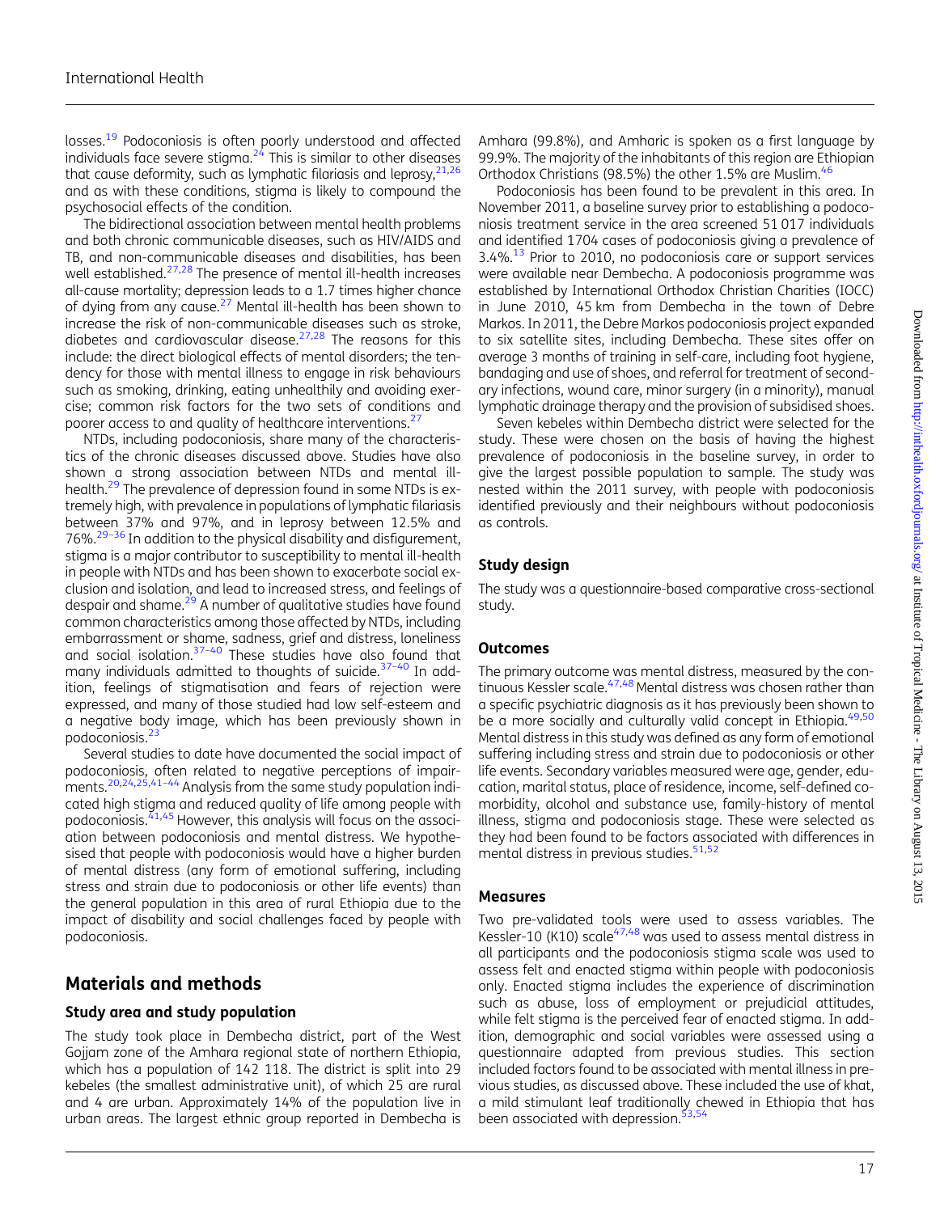losses.[19] Podoconiosis is often poorly understood and affected individuals face severe stigma.[24] This is similar to other diseases that cause deformity, such as lymphatic filariasis and leprosy,[21,26] and as with these conditions, stigma is likely to compound the psychosocial effects of the condition.

The bidirectional association between mental health problems and both chronic communicable diseases, such as HIV/AIDS and TB, and non-communicable diseases and disabilities, has been well established.[27,28] The presence of mental ill-health increases all-cause mortality; depression leads to a 1.7 times higher chance of dying from any cause.[27] Mental ill-health has been shown to increase the risk of non-communicable diseases such as stroke, diabetes and cardiovascular disease.[27,28] The reasons for this include: the direct biological effects of mental disorders; the tendency for those with mental illness to engage in risk behaviours such as smoking, drinking, eating unhealthily and avoiding exercise; common risk factors for the two sets of conditions and poorer access to and quality of healthcare interventions.[27]

NTDs, including podoconiosis, share many of the characteristics of the chronic diseases discussed above. Studies have also shown a strong association between NTDs and mental ill-health.[29] The prevalence of depression found in some NTDs is extremely high, with prevalence in populations of lymphatic filariasis between 37% and 97%, and in leprosy between 12.5% and 76%.[29–36] In addition to the physical disability and disfigurement, stigma is a major contributor to susceptibility to mental ill-health in people with NTDs and has been shown to exacerbate social exclusion and isolation, and lead to increased stress, and feelings of despair and shame.[29] A number of qualitative studies have found common characteristics among those affected by NTDs, including embarrassment or shame, sadness, grief and distress, loneliness and social isolation.[37–40] These studies have also found that many individuals admitted to thoughts of suicide.[37–40] In addition, feelings of stigmatisation and fears of rejection were expressed, and many of those studied had low self-esteem and a negative body image, which has been previously shown in podoconiosis.[23]

Several studies to date have documented the social impact of podoconiosis, often related to negative perceptions of impairments.[20,24,25,41–44] Analysis from the same study population indicated high stigma and reduced quality of life among people with podoconiosis.[41,45] However, this analysis will focus on the association between podoconiosis and mental distress. We hypothesised that people with podoconiosis would have a higher burden of mental distress (any form of emotional suffering, including stress and strain due to podoconiosis or other life events) than the general population in this area of rural Ethiopia due to the impact of disability and social challenges faced by people with podoconiosis.

## Materials and methods

### Study area and study population

The study took place in Dembecha district, part of the West Gojjam zone of the Amhara regional state of northern Ethiopia, which has a population of 142 118. The district is split into 29 kebeles (the smallest administrative unit), of which 25 are rural and 4 are urban. Approximately 14% of the population live in urban areas. The largest ethnic group reported in Dembecha is Amhara (99.8%), and Amharic is spoken as a first language by 99.9%. The majority of the inhabitants of this region are Ethiopian Orthodox Christians (98.5%) the other 1.5% are Muslim.[46]

Podoconiosis has been found to be prevalent in this area. In November 2011, a baseline survey prior to establishing a podoconiosis treatment service in the area screened 51 017 individuals and identified 1704 cases of podoconiosis giving a prevalence of 3.4%.[13] Prior to 2010, no podoconiosis care or support services were available near Dembecha. A podoconiosis programme was established by International Orthodox Christian Charities (IOCC) in June 2010, 45 km from Dembecha in the town of Debre Markos. In 2011, the Debre Markos podoconiosis project expanded to six satellite sites, including Dembecha. These sites offer on average 3 months of training in self-care, including foot hygiene, bandaging and use of shoes, and referral for treatment of secondary infections, wound care, minor surgery (in a minority), manual lymphatic drainage therapy and the provision of subsidised shoes.

Seven kebeles within Dembecha district were selected for the study. These were chosen on the basis of having the highest prevalence of podoconiosis in the baseline survey, in order to give the largest possible population to sample. The study was nested within the 2011 survey, with people with podoconiosis identified previously and their neighbours without podoconiosis as controls.

### Study design

The study was a questionnaire-based comparative cross-sectional study.

### Outcomes

The primary outcome was mental distress, measured by the continuous Kessler scale.[47,48] Mental distress was chosen rather than a specific psychiatric diagnosis as it has previously been shown to be a more socially and culturally valid concept in Ethiopia.[49,50] Mental distress in this study was defined as any form of emotional suffering including stress and strain due to podoconiosis or other life events. Secondary variables measured were age, gender, education, marital status, place of residence, income, self-defined co-morbidity, alcohol and substance use, family-history of mental illness, stigma and podoconiosis stage. These were selected as they had been found to be factors associated with differences in mental distress in previous studies.[51,52]

### Measures

Two pre-validated tools were used to assess variables. The Kessler-10 (K10) scale[47,48] was used to assess mental distress in all participants and the podoconiosis stigma scale was used to assess felt and enacted stigma within people with podoconiosis only. Enacted stigma includes the experience of discrimination such as abuse, loss of employment or prejudicial attitudes, while felt stigma is the perceived fear of enacted stigma. In addition, demographic and social variables were assessed using a questionnaire adapted from previous studies. This section included factors found to be associated with mental illness in previous studies, as discussed above. These included the use of khat, a mild stimulant leaf traditionally chewed in Ethiopia that has been associated with depression.[53,54]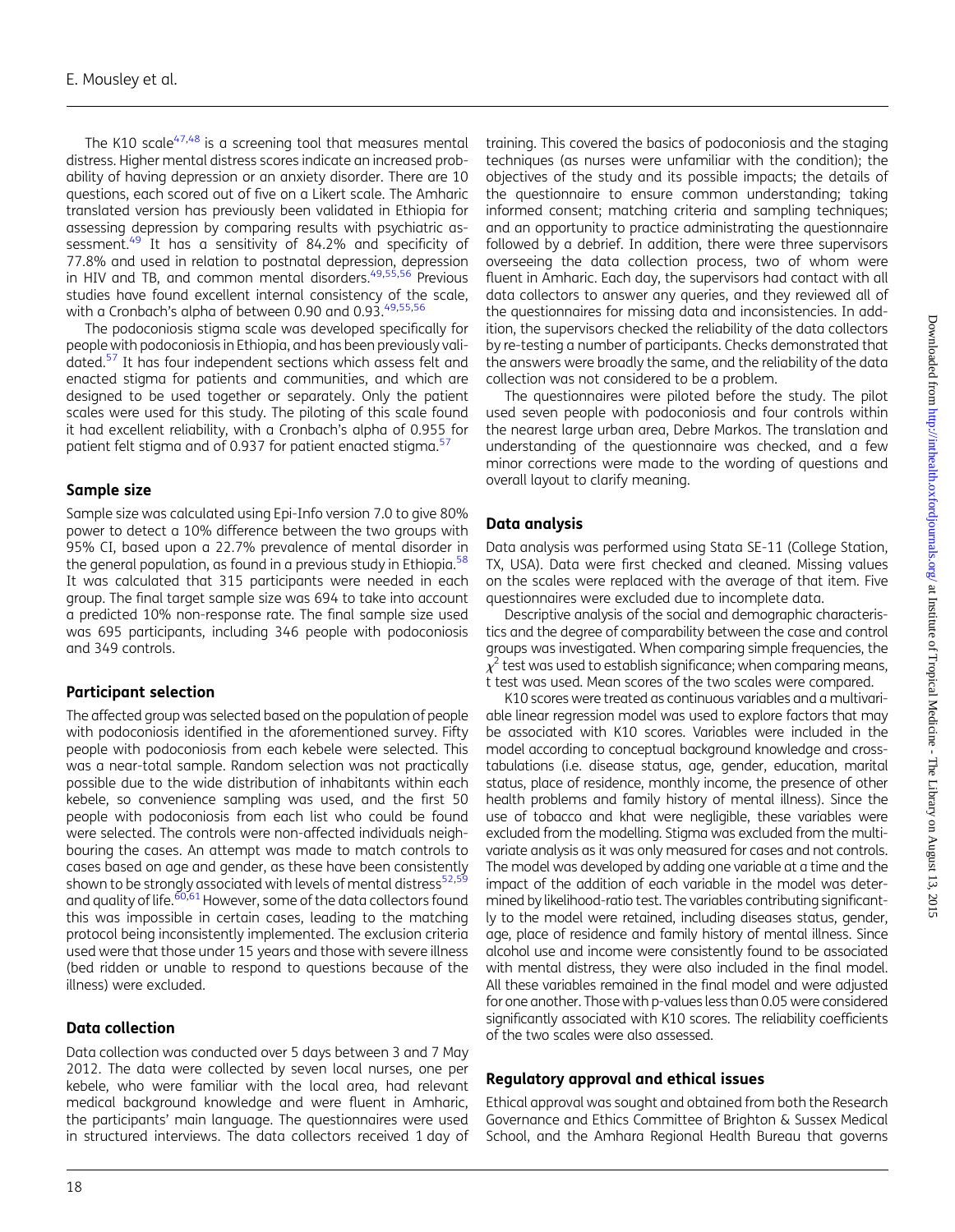The K10 scale[47,48] is a screening tool that measures mental distress. Higher mental distress scores indicate an increased probability of having depression or an anxiety disorder. There are 10 questions, each scored out of five on a Likert scale. The Amharic translated version has previously been validated in Ethiopia for assessing depression by comparing results with psychiatric assessment.[49] It has a sensitivity of 84.2% and specificity of 77.8% and used in relation to postnatal depression, depression in HIV and TB, and common mental disorders.[49,55,56] Previous studies have found excellent internal consistency of the scale, with a Cronbach's alpha of between 0.90 and 0.93.[49,55,56]

The podoconiosis stigma scale was developed specifically for people with podoconiosis in Ethiopia, and has been previously validated.[57] It has four independent sections which assess felt and enacted stigma for patients and communities, and which are designed to be used together or separately. Only the patient scales were used for this study. The piloting of this scale found it had excellent reliability, with a Cronbach's alpha of 0.955 for patient felt stigma and of 0.937 for patient enacted stigma.[57]

## Sample size

Sample size was calculated using Epi-Info version 7.0 to give 80% power to detect a 10% difference between the two groups with 95% CI, based upon a 22.7% prevalence of mental disorder in the general population, as found in a previous study in Ethiopia.[58] It was calculated that 315 participants were needed in each group. The final target sample size was 694 to take into account a predicted 10% non-response rate. The final sample size used was 695 participants, including 346 people with podoconiosis and 349 controls.

## Participant selection

The affected group was selected based on the population of people with podoconiosis identified in the aforementioned survey. Fifty people with podoconiosis from each kebele were selected. This was a near-total sample. Random selection was not practically possible due to the wide distribution of inhabitants within each kebele, so convenience sampling was used, and the first 50 people with podoconiosis from each list who could be found were selected. The controls were non-affected individuals neighbouring the cases. An attempt was made to match controls to cases based on age and gender, as these have been consistently shown to be strongly associated with levels of mental distress[52,59] and quality of life.[60,61] However, some of the data collectors found this was impossible in certain cases, leading to the matching protocol being inconsistently implemented. The exclusion criteria used were that those under 15 years and those with severe illness (bed ridden or unable to respond to questions because of the illness) were excluded.

## Data collection

Data collection was conducted over 5 days between 3 and 7 May 2012. The data were collected by seven local nurses, one per kebele, who were familiar with the local area, had relevant medical background knowledge and were fluent in Amharic, the participants' main language. The questionnaires were used in structured interviews. The data collectors received 1 day of training. This covered the basics of podoconiosis and the staging techniques (as nurses were unfamiliar with the condition); the objectives of the study and its possible impacts; the details of the questionnaire to ensure common understanding; taking informed consent; matching criteria and sampling techniques; and an opportunity to practice administrating the questionnaire followed by a debrief. In addition, there were three supervisors overseeing the data collection process, two of whom were fluent in Amharic. Each day, the supervisors had contact with all data collectors to answer any queries, and they reviewed all of the questionnaires for missing data and inconsistencies. In addition, the supervisors checked the reliability of the data collectors by re-testing a number of participants. Checks demonstrated that the answers were broadly the same, and the reliability of the data collection was not considered to be a problem.

The questionnaires were piloted before the study. The pilot used seven people with podoconiosis and four controls within the nearest large urban area, Debre Markos. The translation and understanding of the questionnaire was checked, and a few minor corrections were made to the wording of questions and overall layout to clarify meaning.

## Data analysis

Data analysis was performed using Stata SE-11 (College Station, TX, USA). Data were first checked and cleaned. Missing values on the scales were replaced with the average of that item. Five questionnaires were excluded due to incomplete data.

Descriptive analysis of the social and demographic characteristics and the degree of comparability between the case and control groups was investigated. When comparing simple frequencies, the $\chi^2$ test was used to establish significance; when comparing means, t test was used. Mean scores of the two scales were compared.

K10 scores were treated as continuous variables and a multivariable linear regression model was used to explore factors that may be associated with K10 scores. Variables were included in the model according to conceptual background knowledge and cross-tabulations (i.e. disease status, age, gender, education, marital status, place of residence, monthly income, the presence of other health problems and family history of mental illness). Since the use of tobacco and khat were negligible, these variables were excluded from the modelling. Stigma was excluded from the multivariate analysis as it was only measured for cases and not controls. The model was developed by adding one variable at a time and the impact of the addition of each variable in the model was determined by likelihood-ratio test. The variables contributing significantly to the model were retained, including diseases status, gender, age, place of residence and family history of mental illness. Since alcohol use and income were consistently found to be associated with mental distress, they were also included in the final model. All these variables remained in the final model and were adjusted for one another. Those with p-values less than 0.05 were considered significantly associated with K10 scores. The reliability coefficients of the two scales were also assessed.

## Regulatory approval and ethical issues

Ethical approval was sought and obtained from both the Research Governance and Ethics Committee of Brighton & Sussex Medical School, and the Amhara Regional Health Bureau that governs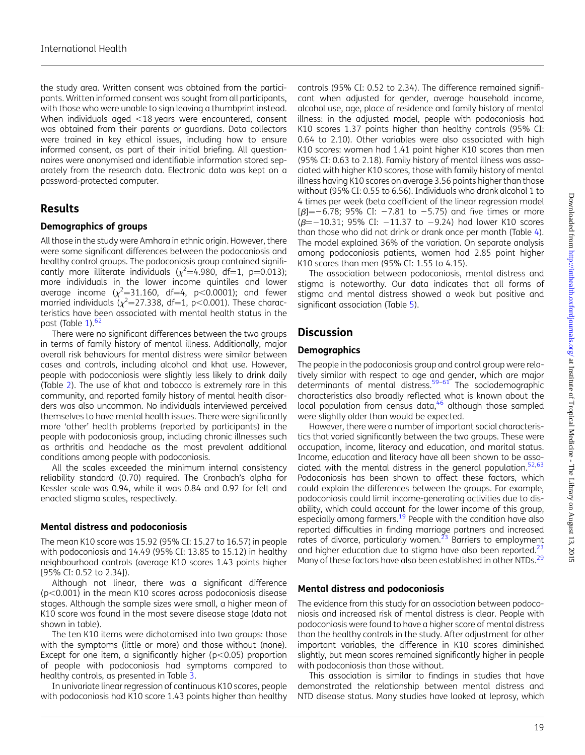the study area. Written consent was obtained from the participants. Written informed consent was sought from all participants, with those who were unable to sign leaving a thumbprint instead. When individuals aged <18 years were encountered, consent was obtained from their parents or guardians. Data collectors were trained in key ethical issues, including how to ensure informed consent, as part of their initial briefing. All questionnaires were anonymised and identifiable information stored separately from the research data. Electronic data was kept on a password-protected computer.

## Results

### Demographics of groups

All those in the study were Amhara in ethnic origin. However, there were some significant differences between the podoconiosis and healthy control groups. The podoconiosis group contained significantly more illiterate individuals ($\chi^2$=4.980, df=1, p=0.013); more individuals in the lower income quintiles and lower average income ($\chi^2$=31.160, df=4, p<0.0001); and fewer married individuals ($\chi^2$=27.338, df=1, p<0.001). These characteristics have been associated with mental health status in the past (Table 1).[62]

There were no significant differences between the two groups in terms of family history of mental illness. Additionally, major overall risk behaviours for mental distress were similar between cases and controls, including alcohol and khat use. However, people with podoconiosis were slightly less likely to drink daily (Table 2). The use of khat and tobacco is extremely rare in this community, and reported family history of mental health disorders was also uncommon. No individuals interviewed perceived themselves to have mental health issues. There were significantly more 'other' health problems (reported by participants) in the people with podoconiosis group, including chronic illnesses such as arthritis and headache as the most prevalent additional conditions among people with podoconiosis.

All the scales exceeded the minimum internal consistency reliability standard (0.70) required. The Cronbach's alpha for Kessler scale was 0.94, while it was 0.84 and 0.92 for felt and enacted stigma scales, respectively.

### Mental distress and podoconiosis

The mean K10 score was 15.92 (95% CI: 15.27 to 16.57) in people with podoconiosis and 14.49 (95% CI: 13.85 to 15.12) in healthy neighbourhood controls (average K10 scores 1.43 points higher [95% CI: 0.52 to 2.34]).

Although not linear, there was a significant difference (p<0.001) in the mean K10 scores across podoconiosis disease stages. Although the sample sizes were small, a higher mean of K10 score was found in the most severe disease stage (data not shown in table).

The ten K10 items were dichotomised into two groups: those with the symptoms (little or more) and those without (none). Except for one item, a significantly higher (p<0.05) proportion of people with podoconiosis had symptoms compared to healthy controls, as presented in Table 3.

In univariate linear regression of continuous K10 scores, people with podoconiosis had K10 score 1.43 points higher than healthy controls (95% CI: 0.52 to 2.34). The difference remained significant when adjusted for gender, average household income, alcohol use, age, place of residence and family history of mental illness: in the adjusted model, people with podoconiosis had K10 scores 1.37 points higher than healthy controls (95% CI: 0.64 to 2.10). Other variables were also associated with high K10 scores: women had 1.41 point higher K10 scores than men (95% CI: 0.63 to 2.18). Family history of mental illness was associated with higher K10 scores, those with family history of mental illness having K10 scores on average 3.56 points higher than those without (95% CI: 0.55 to 6.56). Individuals who drank alcohol 1 to 4 times per week (beta coefficient of the linear regression model [$\beta$]=−6.78; 95% CI: −7.81 to −5.75) and five times or more ($\beta$=−10.31; 95% CI: −11.37 to −9.24) had lower K10 scores than those who did not drink or drank once per month (Table 4). The model explained 36% of the variation. On separate analysis among podoconiosis patients, women had 2.85 point higher K10 scores than men (95% CI: 1.55 to 4.15).

The association between podoconiosis, mental distress and stigma is noteworthy. Our data indicates that all forms of stigma and mental distress showed a weak but positive and significant association (Table 5).

## Discussion

### Demographics

The people in the podoconiosis group and control group were relatively similar with respect to age and gender, which are major determinants of mental distress.[59–61] The sociodemographic characteristics also broadly reflected what is known about the local population from census data,[46] although those sampled were slightly older than would be expected.

However, there were a number of important social characteristics that varied significantly between the two groups. These were occupation, income, literacy and education, and marital status. Income, education and literacy have all been shown to be associated with the mental distress in the general population.[52,63] Podoconiosis has been shown to affect these factors, which could explain the differences between the groups. For example, podoconiosis could limit income-generating activities due to disability, which could account for the lower income of this group, especially among farmers.[19] People with the condition have also reported difficulties in finding marriage partners and increased rates of divorce, particularly women.[23] Barriers to employment and higher education due to stigma have also been reported.[23] Many of these factors have also been established in other NTDs.[29]

### Mental distress and podoconiosis

The evidence from this study for an association between podoconiosis and increased risk of mental distress is clear. People with podoconiosis were found to have a higher score of mental distress than the healthy controls in the study. After adjustment for other important variables, the difference in K10 scores diminished slightly, but mean scores remained significantly higher in people with podoconiosis than those without.

This association is similar to findings in studies that have demonstrated the relationship between mental distress and NTD disease status. Many studies have looked at leprosy, which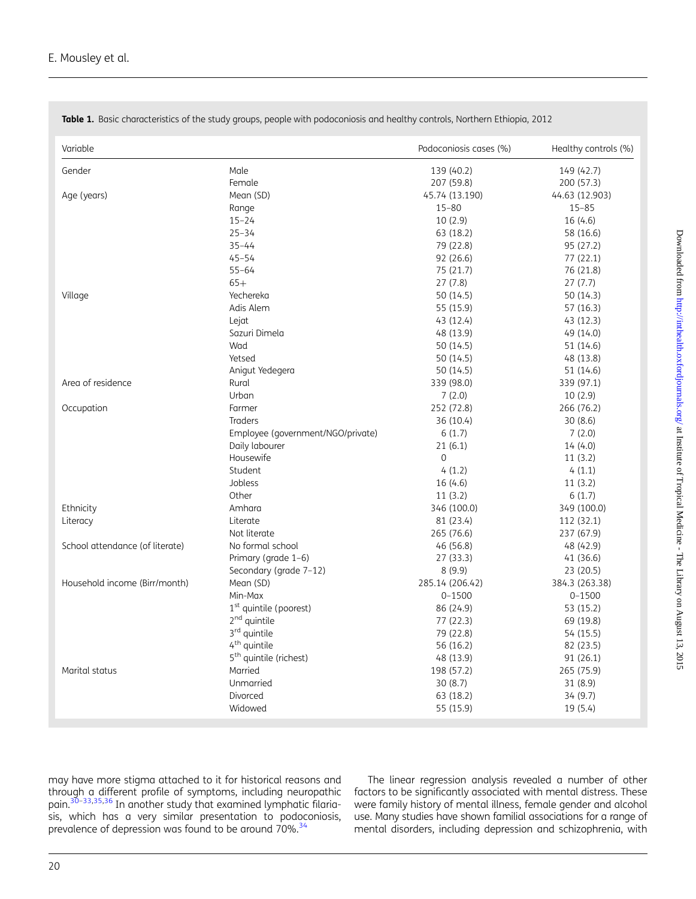**Table 1.** Basic characteristics of the study groups, people with podoconiosis and healthy controls, Northern Ethiopia, 2012

| Variable | | Podoconiosis cases (%) | Healthy controls (%) |
|---|---|---|---|
| Gender | Male | 139 (40.2) | 149 (42.7) |
| | Female | 207 (59.8) | 200 (57.3) |
| Age (years) | Mean (SD) | 45.74 (13.190) | 44.63 (12.903) |
| | Range | 15–80 | 15–85 |
| | 15–24 | 10 (2.9) | 16 (4.6) |
| | 25–34 | 63 (18.2) | 58 (16.6) |
| | 35–44 | 79 (22.8) | 95 (27.2) |
| | 45–54 | 92 (26.6) | 77 (22.1) |
| | 55–64 | 75 (21.7) | 76 (21.8) |
| | 65+ | 27 (7.8) | 27 (7.7) |
| Village | Yechereka | 50 (14.5) | 50 (14.3) |
| | Adis Alem | 55 (15.9) | 57 (16.3) |
| | Lejat | 43 (12.4) | 43 (12.3) |
| | Sazuri Dimela | 48 (13.9) | 49 (14.0) |
| | Wad | 50 (14.5) | 51 (14.6) |
| | Yetsed | 50 (14.5) | 48 (13.8) |
| | Anigut Yedegera | 50 (14.5) | 51 (14.6) |
| Area of residence | Rural | 339 (98.0) | 339 (97.1) |
| | Urban | 7 (2.0) | 10 (2.9) |
| Occupation | Farmer | 252 (72.8) | 266 (76.2) |
| | Traders | 36 (10.4) | 30 (8.6) |
| | Employee (government/NGO/private) | 6 (1.7) | 7 (2.0) |
| | Daily labourer | 21 (6.1) | 14 (4.0) |
| | Housewife | 0 | 11 (3.2) |
| | Student | 4 (1.2) | 4 (1.1) |
| | Jobless | 16 (4.6) | 11 (3.2) |
| | Other | 11 (3.2) | 6 (1.7) |
| Ethnicity | Amhara | 346 (100.0) | 349 (100.0) |
| Literacy | Literate | 81 (23.4) | 112 (32.1) |
| | Not literate | 265 (76.6) | 237 (67.9) |
| School attendance (of literate) | No formal school | 46 (56.8) | 48 (42.9) |
| | Primary (grade 1–6) | 27 (33.3) | 41 (36.6) |
| | Secondary (grade 7–12) | 8 (9.9) | 23 (20.5) |
| Household income (Birr/month) | Mean (SD) | 285.14 (206.42) | 384.3 (263.38) |
| | Min-Max | 0–1500 | 0–1500 |
| | 1st quintile (poorest) | 86 (24.9) | 53 (15.2) |
| | 2nd quintile | 77 (22.3) | 69 (19.8) |
| | 3rd quintile | 79 (22.8) | 54 (15.5) |
| | 4th quintile | 56 (16.2) | 82 (23.5) |
| | 5th quintile (richest) | 48 (13.9) | 91 (26.1) |
| Marital status | Married | 198 (57.2) | 265 (75.9) |
| | Unmarried | 30 (8.7) | 31 (8.9) |
| | Divorced | 63 (18.2) | 34 (9.7) |
| | Widowed | 55 (15.9) | 19 (5.4) |

may have more stigma attached to it for historical reasons and through a different profile of symptoms, including neuropathic pain.[30–33,35,36] In another study that examined lymphatic filariasis, which has a very similar presentation to podoconiosis, prevalence of depression was found to be around 70%.[34]

The linear regression analysis revealed a number of other factors to be significantly associated with mental distress. These were family history of mental illness, female gender and alcohol use. Many studies have shown familial associations for a range of mental disorders, including depression and schizophrenia, with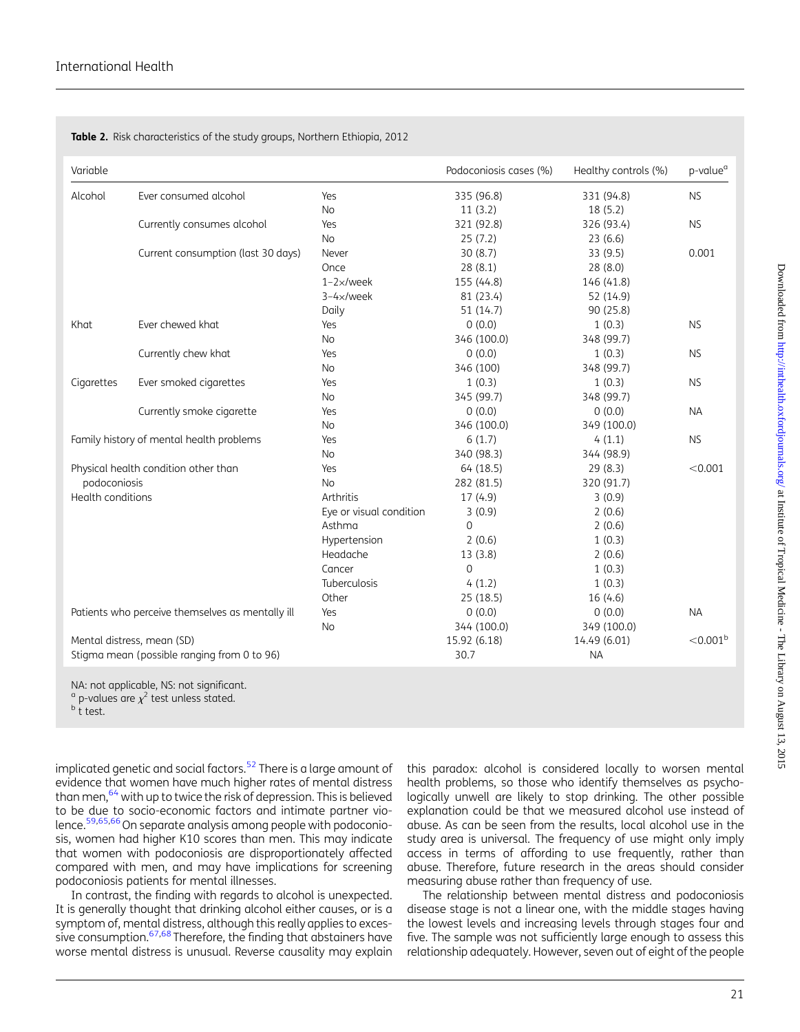**Table 2.** Risk characteristics of the study groups, Northern Ethiopia, 2012

| Variable | | | Podoconiosis cases (%) | Healthy controls (%) | p-value[a] |
|---|---|---|---|---|---|
| Alcohol | Ever consumed alcohol | Yes | 335 (96.8) | 331 (94.8) | NS |
| | | No | 11 (3.2) | 18 (5.2) | |
| | Currently consumes alcohol | Yes | 321 (92.8) | 326 (93.4) | NS |
| | | No | 25 (7.2) | 23 (6.6) | |
| | Current consumption (last 30 days) | Never | 30 (8.7) | 33 (9.5) | 0.001 |
| | | Once | 28 (8.1) | 28 (8.0) | |
| | | 1–2×/week | 155 (44.8) | 146 (41.8) | |
| | | 3–4×/week | 81 (23.4) | 52 (14.9) | |
| | | Daily | 51 (14.7) | 90 (25.8) | |
| Khat | Ever chewed khat | Yes | 0 (0.0) | 1 (0.3) | NS |
| | | No | 346 (100.0) | 348 (99.7) | |
| | Currently chew khat | Yes | 0 (0.0) | 1 (0.3) | NS |
| | | No | 346 (100) | 348 (99.7) | |
| Cigarettes | Ever smoked cigarettes | Yes | 1 (0.3) | 1 (0.3) | NS |
| | | No | 345 (99.7) | 348 (99.7) | |
| | Currently smoke cigarette | Yes | 0 (0.0) | 0 (0.0) | NA |
| | | No | 346 (100.0) | 349 (100.0) | |
| Family history of mental health problems | | Yes | 6 (1.7) | 4 (1.1) | NS |
| | | No | 340 (98.3) | 344 (98.9) | |
| Physical health condition other than podoconiosis | | Yes | 64 (18.5) | 29 (8.3) | <0.001 |
| | | No | 282 (81.5) | 320 (91.7) | |
| Health conditions | | Arthritis | 17 (4.9) | 3 (0.9) | |
| | | Eye or visual condition | 3 (0.9) | 2 (0.6) | |
| | | Asthma | 0 | 2 (0.6) | |
| | | Hypertension | 2 (0.6) | 1 (0.3) | |
| | | Headache | 13 (3.8) | 2 (0.6) | |
| | | Cancer | 0 | 1 (0.3) | |
| | | Tuberculosis | 4 (1.2) | 1 (0.3) | |
| | | Other | 25 (18.5) | 16 (4.6) | |
| Patients who perceive themselves as mentally ill | | Yes | 0 (0.0) | 0 (0.0) | NA |
| | | No | 344 (100.0) | 349 (100.0) | |
| Mental distress, mean (SD) | | | 15.92 (6.18) | 14.49 (6.01) | <0.001[b] |
| Stigma mean (possible ranging from 0 to 96) | | | 30.7 | NA | |

NA: not applicable, NS: not significant.
[a] p-values are $\chi^2$ test unless stated.
[b] t test.

implicated genetic and social factors.[52] There is a large amount of evidence that women have much higher rates of mental distress than men,[64] with up to twice the risk of depression. This is believed to be due to socio-economic factors and intimate partner violence.[59,65,66] On separate analysis among people with podoconiosis, women had higher K10 scores than men. This may indicate that women with podoconiosis are disproportionately affected compared with men, and may have implications for screening podoconiosis patients for mental illnesses.

In contrast, the finding with regards to alcohol is unexpected. It is generally thought that drinking alcohol either causes, or is a symptom of, mental distress, although this really applies to excessive consumption.[67,68] Therefore, the finding that abstainers have worse mental distress is unusual. Reverse causality may explain this paradox: alcohol is considered locally to worsen mental health problems, so those who identify themselves as psychologically unwell are likely to stop drinking. The other possible explanation could be that we measured alcohol use instead of abuse. As can be seen from the results, local alcohol use in the study area is universal. The frequency of use might only imply access in terms of affording to use frequently, rather than abuse. Therefore, future research in the areas should consider measuring abuse rather than frequency of use.

The relationship between mental distress and podoconiosis disease stage is not a linear one, with the middle stages having the lowest levels and increasing levels through stages four and five. The sample was not sufficiently large enough to assess this relationship adequately. However, seven out of eight of the people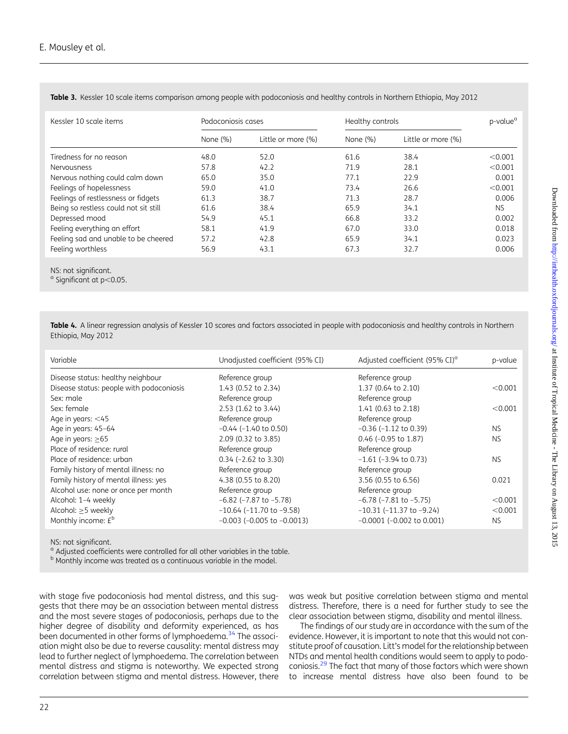**Table 3.** Kessler 10 scale items comparison among people with podoconiosis and healthy controls in Northern Ethiopia, May 2012

| Kessler 10 scale items | Podoconiosis cases | | Healthy controls | | p-value[a] |
|---|---|---|---|---|---|
| | None (%) | Little or more (%) | None (%) | Little or more (%) | |
| Tiredness for no reason | 48.0 | 52.0 | 61.6 | 38.4 | <0.001 |
| Nervousness | 57.8 | 42.2 | 71.9 | 28.1 | <0.001 |
| Nervous nothing could calm down | 65.0 | 35.0 | 77.1 | 22.9 | 0.001 |
| Feelings of hopelessness | 59.0 | 41.0 | 73.4 | 26.6 | <0.001 |
| Feelings of restlessness or fidgets | 61.3 | 38.7 | 71.3 | 28.7 | 0.006 |
| Being so restless could not sit still | 61.6 | 38.4 | 65.9 | 34.1 | NS |
| Depressed mood | 54.9 | 45.1 | 66.8 | 33.2 | 0.002 |
| Feeling everything an effort | 58.1 | 41.9 | 67.0 | 33.0 | 0.018 |
| Feeling sad and unable to be cheered | 57.2 | 42.8 | 65.9 | 34.1 | 0.023 |
| Feeling worthless | 56.9 | 43.1 | 67.3 | 32.7 | 0.006 |

NS: not significant.
[a] Significant at p<0.05.

**Table 4.** A linear regression analysis of Kessler 10 scores and factors associated in people with podoconiosis and healthy controls in Northern Ethiopia, May 2012

| Variable | Unadjusted coefficient (95% CI) | Adjusted coefficient (95% CI)[a] | p-value |
|---|---|---|---|
| Disease status: healthy neighbour | Reference group | Reference group | |
| Disease status: people with podoconiosis | 1.43 (0.52 to 2.34) | 1.37 (0.64 to 2.10) | <0.001 |
| Sex: male | Reference group | Reference group | |
| Sex: female | 2.53 (1.62 to 3.44) | 1.41 (0.63 to 2.18) | <0.001 |
| Age in years: <45 | Reference group | Reference group | |
| Age in years: 45–64 | −0.44 (−1.40 to 0.50) | −0.36 (−1.12 to 0.39) | NS |
| Age in years: ≥65 | 2.09 (0.32 to 3.85) | 0.46 (−0.95 to 1.87) | NS |
| Place of residence: rural | Reference group | Reference group | |
| Place of residence: urban | 0.34 (−2.62 to 3.30) | −1.61 (−3.94 to 0.73) | NS |
| Family history of mental illness: no | Reference group | Reference group | |
| Family history of mental illness: yes | 4.38 (0.55 to 8.20) | 3.56 (0.55 to 6.56) | 0.021 |
| Alcohol use: none or once per month | Reference group | Reference group | |
| Alcohol: 1–4 weekly | −6.82 (−7.87 to −5.78) | −6.78 (−7.81 to −5.75) | <0.001 |
| Alcohol: ≥5 weekly | −10.64 (−11.70 to −9.58) | −10.31 (−11.37 to −9.24) | <0.001 |
| Monthly income: £[b] | −0.003 (−0.005 to −0.0013) | −0.0001 (−0.002 to 0.001) | NS |

NS: not significant.
[a] Adjusted coefficients were controlled for all other variables in the table.
[b] Monthly income was treated as a continuous variable in the model.

with stage five podoconiosis had mental distress, and this suggests that there may be an association between mental distress and the most severe stages of podoconiosis, perhaps due to the higher degree of disability and deformity experienced, as has been documented in other forms of lymphoedema.[34] The association might also be due to reverse causality: mental distress may lead to further neglect of lymphoedema. The correlation between mental distress and stigma is noteworthy. We expected strong correlation between stigma and mental distress. However, there was weak but positive correlation between stigma and mental distress. Therefore, there is a need for further study to see the clear association between stigma, disability and mental illness.

The findings of our study are in accordance with the sum of the evidence. However, it is important to note that this would not constitute proof of causation. Litt's model for the relationship between NTDs and mental health conditions would seem to apply to podoconiosis.[29] The fact that many of those factors which were shown to increase mental distress have also been found to be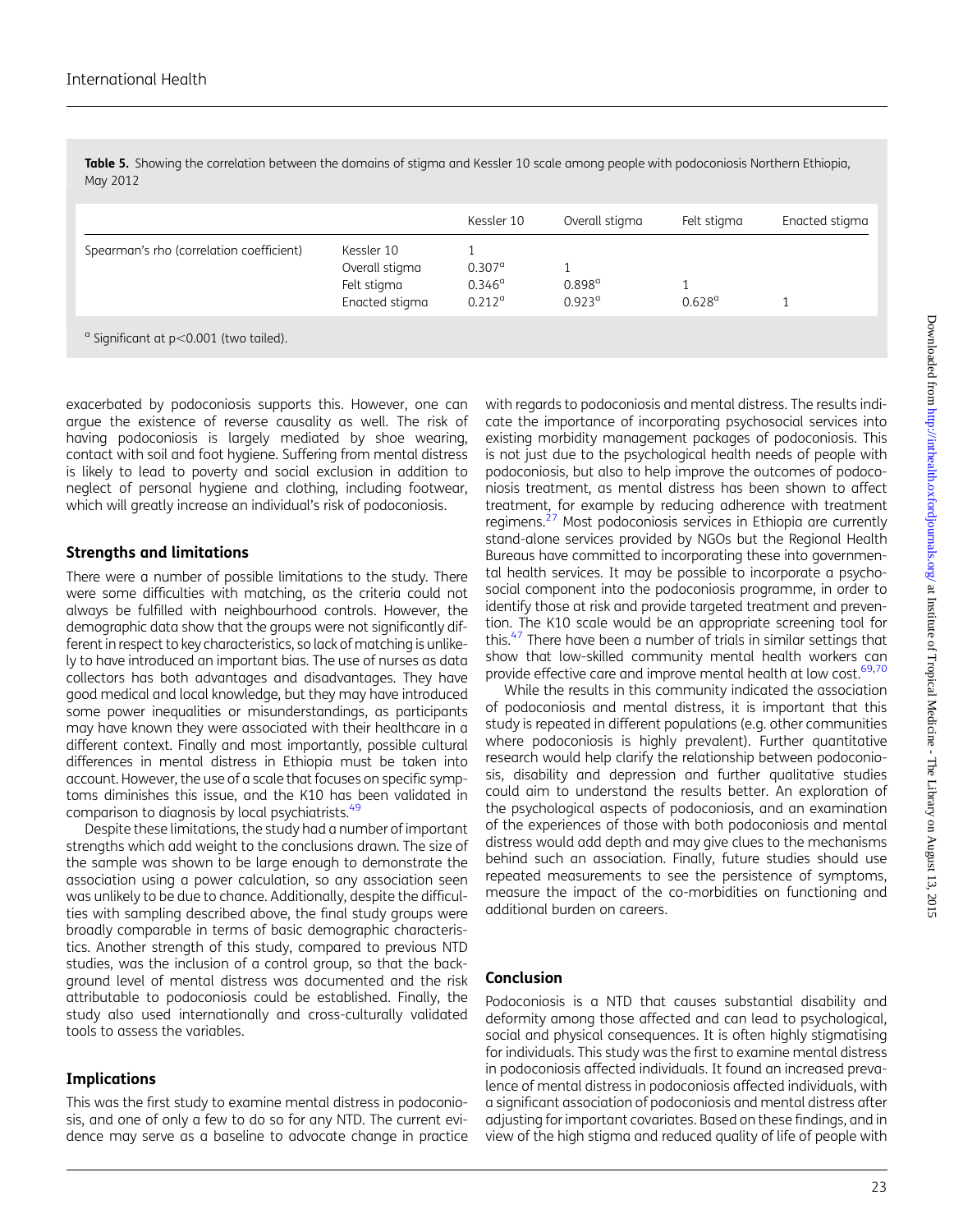**Table 5.** Showing the correlation between the domains of stigma and Kessler 10 scale among people with podoconiosis Northern Ethiopia, May 2012

| | | Kessler 10 | Overall stigma | Felt stigma | Enacted stigma |
|---|---|---|---|---|---|
| Spearman's rho (correlation coefficient) | Kessler 10 | 1 | | | |
| | Overall stigma | 0.307[a] | 1 | | |
| | Felt stigma | 0.346[a] | 0.898[a] | 1 | |
| | Enacted stigma | 0.212[a] | 0.923[a] | 0.628[a] | 1 |

[a] Significant at $p<0.001$ (two tailed).

exacerbated by podoconiosis supports this. However, one can argue the existence of reverse causality as well. The risk of having podoconiosis is largely mediated by shoe wearing, contact with soil and foot hygiene. Suffering from mental distress is likely to lead to poverty and social exclusion in addition to neglect of personal hygiene and clothing, including footwear, which will greatly increase an individual's risk of podoconiosis.

## Strengths and limitations

There were a number of possible limitations to the study. There were some difficulties with matching, as the criteria could not always be fulfilled with neighbourhood controls. However, the demographic data show that the groups were not significantly different in respect to key characteristics, so lack of matching is unlikely to have introduced an important bias. The use of nurses as data collectors has both advantages and disadvantages. They have good medical and local knowledge, but they may have introduced some power inequalities or misunderstandings, as participants may have known they were associated with their healthcare in a different context. Finally and most importantly, possible cultural differences in mental distress in Ethiopia must be taken into account. However, the use of a scale that focuses on specific symptoms diminishes this issue, and the K10 has been validated in comparison to diagnosis by local psychiatrists.[49]

Despite these limitations, the study had a number of important strengths which add weight to the conclusions drawn. The size of the sample was shown to be large enough to demonstrate the association using a power calculation, so any association seen was unlikely to be due to chance. Additionally, despite the difficulties with sampling described above, the final study groups were broadly comparable in terms of basic demographic characteristics. Another strength of this study, compared to previous NTD studies, was the inclusion of a control group, so that the background level of mental distress was documented and the risk attributable to podoconiosis could be established. Finally, the study also used internationally and cross-culturally validated tools to assess the variables.

## Implications

This was the first study to examine mental distress in podoconiosis, and one of only a few to do so for any NTD. The current evidence may serve as a baseline to advocate change in practice with regards to podoconiosis and mental distress. The results indicate the importance of incorporating psychosocial services into existing morbidity management packages of podoconiosis. This is not just due to the psychological health needs of people with podoconiosis, but also to help improve the outcomes of podoconiosis treatment, as mental distress has been shown to affect treatment, for example by reducing adherence with treatment regimens.[27] Most podoconiosis services in Ethiopia are currently stand-alone services provided by NGOs but the Regional Health Bureaus have committed to incorporating these into governmental health services. It may be possible to incorporate a psychosocial component into the podoconiosis programme, in order to identify those at risk and provide targeted treatment and prevention. The K10 scale would be an appropriate screening tool for this.[47] There have been a number of trials in similar settings that show that low-skilled community mental health workers can provide effective care and improve mental health at low cost.[69,70]

While the results in this community indicated the association of podoconiosis and mental distress, it is important that this study is repeated in different populations (e.g. other communities where podoconiosis is highly prevalent). Further quantitative research would help clarify the relationship between podoconiosis, disability and depression and further qualitative studies could aim to understand the results better. An exploration of the psychological aspects of podoconiosis, and an examination of the experiences of those with both podoconiosis and mental distress would add depth and may give clues to the mechanisms behind such an association. Finally, future studies should use repeated measurements to see the persistence of symptoms, measure the impact of the co-morbidities on functioning and additional burden on careers.

## Conclusion

Podoconiosis is a NTD that causes substantial disability and deformity among those affected and can lead to psychological, social and physical consequences. It is often highly stigmatising for individuals. This study was the first to examine mental distress in podoconiosis affected individuals. It found an increased prevalence of mental distress in podoconiosis affected individuals, with a significant association of podoconiosis and mental distress after adjusting for important covariates. Based on these findings, and in view of the high stigma and reduced quality of life of people with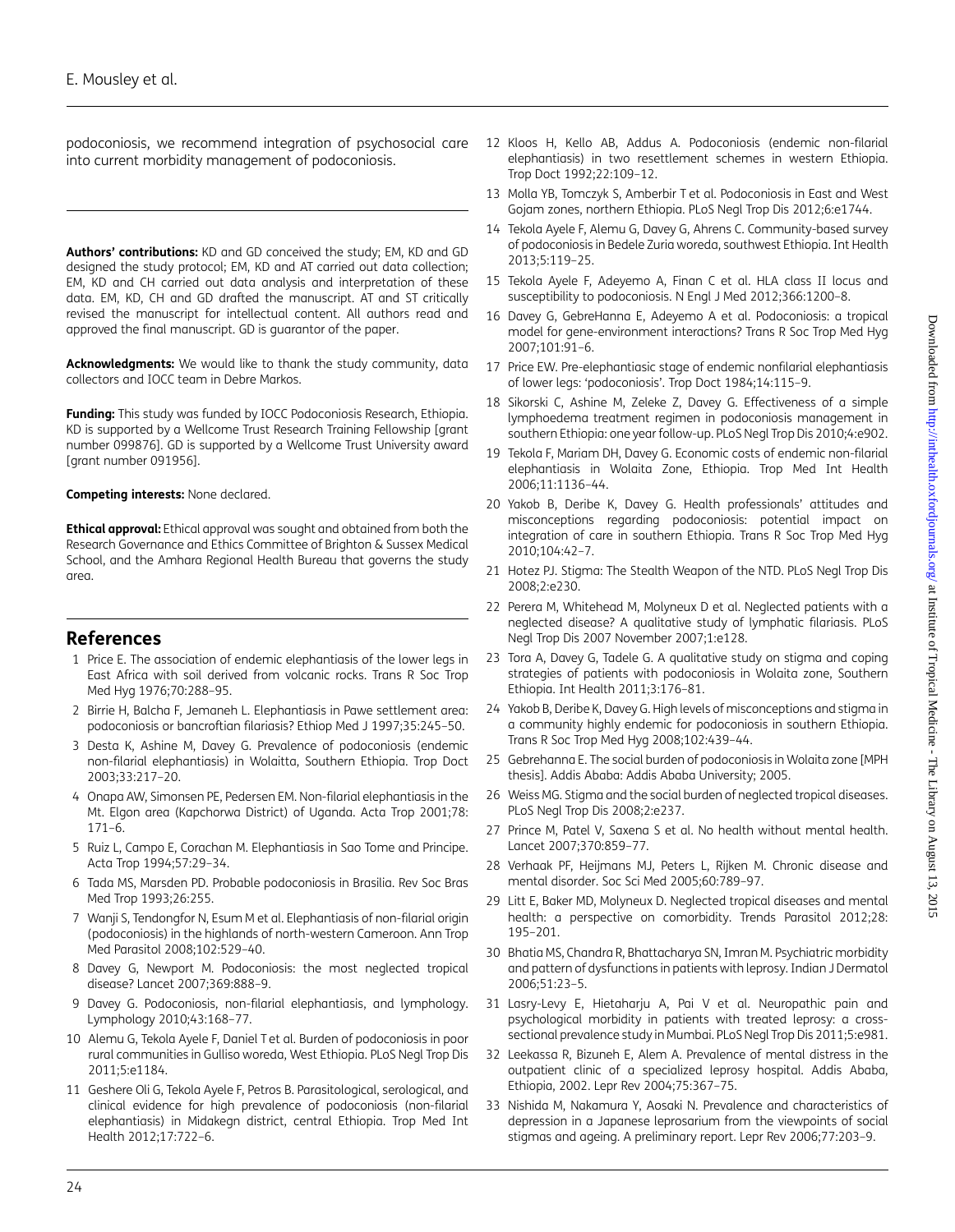podoconiosis, we recommend integration of psychosocial care into current morbidity management of podoconiosis.

**Authors' contributions:** KD and GD conceived the study; EM, KD and GD designed the study protocol; EM, KD and AT carried out data collection; EM, KD and CH carried out data analysis and interpretation of these data. EM, KD, CH and GD drafted the manuscript. AT and ST critically revised the manuscript for intellectual content. All authors read and approved the final manuscript. GD is guarantor of the paper.

**Acknowledgments:** We would like to thank the study community, data collectors and IOCC team in Debre Markos.

**Funding:** This study was funded by IOCC Podoconiosis Research, Ethiopia. KD is supported by a Wellcome Trust Research Training Fellowship [grant number 099876]. GD is supported by a Wellcome Trust University award [grant number 091956].

**Competing interests:** None declared.

**Ethical approval:** Ethical approval was sought and obtained from both the Research Governance and Ethics Committee of Brighton & Sussex Medical School, and the Amhara Regional Health Bureau that governs the study area.

## References

1 Price E. The association of endemic elephantiasis of the lower legs in East Africa with soil derived from volcanic rocks. Trans R Soc Trop Med Hyg 1976;70:288–95.

2 Birrie H, Balcha F, Jemaneh L. Elephantiasis in Pawe settlement area: podoconiosis or bancroftian filariasis? Ethiop Med J 1997;35:245–50.

3 Desta K, Ashine M, Davey G. Prevalence of podoconiosis (endemic non-filarial elephantiasis) in Wolaitta, Southern Ethiopia. Trop Doct 2003;33:217–20.

4 Onapa AW, Simonsen PE, Pedersen EM. Non-filarial elephantiasis in the Mt. Elgon area (Kapchorwa District) of Uganda. Acta Trop 2001;78: 171–6.

5 Ruiz L, Campo E, Corachan M. Elephantiasis in Sao Tome and Principe. Acta Trop 1994;57:29–34.

6 Tada MS, Marsden PD. Probable podoconiosis in Brasilia. Rev Soc Bras Med Trop 1993;26:255.

7 Wanji S, Tendongfor N, Esum M et al. Elephantiasis of non-filarial origin (podoconiosis) in the highlands of north-western Cameroon. Ann Trop Med Parasitol 2008;102:529–40.

8 Davey G, Newport M. Podoconiosis: the most neglected tropical disease? Lancet 2007;369:888–9.

9 Davey G. Podoconiosis, non-filarial elephantiasis, and lymphology. Lymphology 2010;43:168–77.

10 Alemu G, Tekola Ayele F, Daniel T et al. Burden of podoconiosis in poor rural communities in Gulliso woreda, West Ethiopia. PLoS Negl Trop Dis 2011;5:e1184.

11 Geshere Oli G, Tekola Ayele F, Petros B. Parasitological, serological, and clinical evidence for high prevalence of podoconiosis (non-filarial elephantiasis) in Midakegn district, central Ethiopia. Trop Med Int Health 2012;17:722–6.

12 Kloos H, Kello AB, Addus A. Podoconiosis (endemic non-filarial elephantiasis) in two resettlement schemes in western Ethiopia. Trop Doct 1992;22:109–12.

13 Molla YB, Tomczyk S, Amberbir T et al. Podoconiosis in East and West Gojam zones, northern Ethiopia. PLoS Negl Trop Dis 2012;6:e1744.

14 Tekola Ayele F, Alemu G, Davey G, Ahrens C. Community-based survey of podoconiosis in Bedele Zuria woreda, southwest Ethiopia. Int Health 2013;5:119–25.

15 Tekola Ayele F, Adeyemo A, Finan C et al. HLA class II locus and susceptibility to podoconiosis. N Engl J Med 2012;366:1200–8.

16 Davey G, GebreHanna E, Adeyemo A et al. Podoconiosis: a tropical model for gene-environment interactions? Trans R Soc Trop Med Hyg 2007;101:91–6.

17 Price EW. Pre-elephantiasic stage of endemic nonfilarial elephantiasis of lower legs: 'podoconiosis'. Trop Doct 1984;14:115–9.

18 Sikorski C, Ashine M, Zeleke Z, Davey G. Effectiveness of a simple lymphoedema treatment regimen in podoconiosis management in southern Ethiopia: one year follow-up. PLoS Negl Trop Dis 2010;4:e902.

19 Tekola F, Mariam DH, Davey G. Economic costs of endemic non-filarial elephantiasis in Wolaita Zone, Ethiopia. Trop Med Int Health 2006;11:1136–44.

20 Yakob B, Deribe K, Davey G. Health professionals' attitudes and misconceptions regarding podoconiosis: potential impact on integration of care in southern Ethiopia. Trans R Soc Trop Med Hyg 2010;104:42–7.

21 Hotez PJ. Stigma: The Stealth Weapon of the NTD. PLoS Negl Trop Dis 2008;2:e230.

22 Perera M, Whitehead M, Molyneux D et al. Neglected patients with a neglected disease? A qualitative study of lymphatic filariasis. PLoS Negl Trop Dis 2007 November 2007;1:e128.

23 Tora A, Davey G, Tadele G. A qualitative study on stigma and coping strategies of patients with podoconiosis in Wolaita zone, Southern Ethiopia. Int Health 2011;3:176–81.

24 Yakob B, Deribe K, Davey G. High levels of misconceptions and stigma in a community highly endemic for podoconiosis in southern Ethiopia. Trans R Soc Trop Med Hyg 2008;102:439–44.

25 Gebrehanna E. The social burden of podoconiosis in Wolaita zone [MPH thesis]. Addis Ababa: Addis Ababa University; 2005.

26 Weiss MG. Stigma and the social burden of neglected tropical diseases. PLoS Negl Trop Dis 2008;2:e237.

27 Prince M, Patel V, Saxena S et al. No health without mental health. Lancet 2007;370:859–77.

28 Verhaak PF, Heijmans MJ, Peters L, Rijken M. Chronic disease and mental disorder. Soc Sci Med 2005;60:789–97.

29 Litt E, Baker MD, Molyneux D. Neglected tropical diseases and mental health: a perspective on comorbidity. Trends Parasitol 2012;28: 195–201.

30 Bhatia MS, Chandra R, Bhattacharya SN, Imran M. Psychiatric morbidity and pattern of dysfunctions in patients with leprosy. Indian J Dermatol 2006;51:23–5.

31 Lasry-Levy E, Hietaharju A, Pai V et al. Neuropathic pain and psychological morbidity in patients with treated leprosy: a cross-sectional prevalence study in Mumbai. PLoS Negl Trop Dis 2011;5:e981.

32 Leekassa R, Bizuneh E, Alem A. Prevalence of mental distress in the outpatient clinic of a specialized leprosy hospital. Addis Ababa, Ethiopia, 2002. Lepr Rev 2004;75:367–75.

33 Nishida M, Nakamura Y, Aosaki N. Prevalence and characteristics of depression in a Japanese leprosarium from the viewpoints of social stigmas and ageing. A preliminary report. Lepr Rev 2006;77:203–9.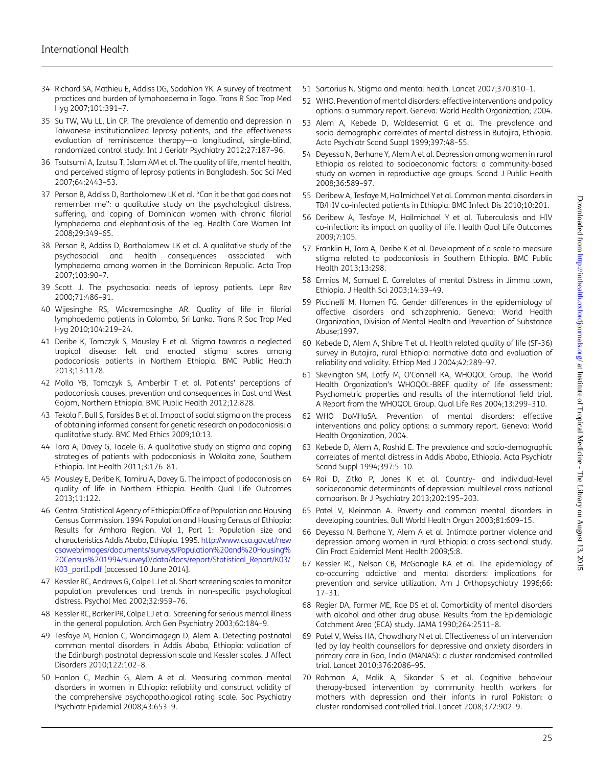34 Richard SA, Mathieu E, Addiss DG, Sodahlon YK. A survey of treatment practices and burden of lymphoedema in Togo. Trans R Soc Trop Med Hyg 2007;101:391–7.

35 Su TW, Wu LL, Lin CP. The prevalence of dementia and depression in Taiwanese institutionalized leprosy patients, and the effectiveness evaluation of reminiscence therapy—a longitudinal, single-blind, randomized control study. Int J Geriatr Psychiatry 2012;27:187–96.

36 Tsutsumi A, Izutsu T, Islam AM et al. The quality of life, mental health, and perceived stigma of leprosy patients in Bangladesh. Soc Sci Med 2007;64:2443–53.

37 Person B, Addiss D, Bartholomew LK et al. "Can it be that god does not remember me": a qualitative study on the psychological distress, suffering, and coping of Dominican women with chronic filarial lymphedema and elephantiasis of the leg. Health Care Women Int 2008;29:349–65.

38 Person B, Addiss D, Bartholomew LK et al. A qualitative study of the psychosocial and health consequences associated with lymphedema among women in the Dominican Republic. Acta Trop 2007;103:90–7.

39 Scott J. The psychosocial needs of leprosy patients. Lepr Rev 2000;71:486–91.

40 Wijesinghe RS, Wickremasinghe AR. Quality of life in filarial lymphoedema patients in Colombo, Sri Lanka. Trans R Soc Trop Med Hyg 2010;104:219–24.

41 Deribe K, Tomczyk S, Mousley E et al. Stigma towards a neglected tropical disease: felt and enacted stigma scores among podoconiosis patients in Northern Ethiopia. BMC Public Health 2013;13:1178.

42 Molla YB, Tomczyk S, Amberbir T et al. Patients' perceptions of podoconiosis causes, prevention and consequences in East and West Gojam, Northern Ethiopia. BMC Public Health 2012;12:828.

43 Tekola F, Bull S, Farsides B et al. Impact of social stigma on the process of obtaining informed consent for genetic research on podoconiosis: a qualitative study. BMC Med Ethics 2009;10:13.

44 Tora A, Davey G, Tadele G. A qualitative study on stigma and coping strategies of patients with podoconiosis in Wolaita zone, Southern Ethiopia. Int Health 2011;3:176–81.

45 Mousley E, Deribe K, Tamiru A, Davey G. The impact of podoconiosis on quality of life in Northern Ethiopia. Health Qual Life Outcomes 2013;11:122.

46 Central Statistical Agency of Ethiopia:Office of Population and Housing Census Commission. 1994 Population and Housing Census of Ethiopia: Results for Amhara Region. Vol 1, Part 1: Population size and characteristics Addis Ababa, Ethiopia. 1995. http://www.csa.gov.et/newcsaweb/images/documents/surveys/Population%20and%20Housing%20Census%201994/survey0/data/docs/report/Statistical_Report/K03/K03_partI.pdf [accessed 10 June 2014].

47 Kessler RC, Andrews G, Colpe LJ et al. Short screening scales to monitor population prevalences and trends in non-specific psychological distress. Psychol Med 2002;32:959–76.

48 Kessler RC, Barker PR, Colpe LJ et al. Screening for serious mental illness in the general population. Arch Gen Psychiatry 2003;60:184–9.

49 Tesfaye M, Hanlon C, Wondimagegn D, Alem A. Detecting postnatal common mental disorders in Addis Ababa, Ethiopia: validation of the Edinburgh postnatal depression scale and Kessler scales. J Affect Disorders 2010;122:102–8.

50 Hanlon C, Medhin G, Alem A et al. Measuring common mental disorders in women in Ethiopia: reliability and construct validity of the comprehensive psychopathological rating scale. Soc Psychiatry Psychiatr Epidemiol 2008;43:653–9.

51 Sartorius N. Stigma and mental health. Lancet 2007;370:810–1.

52 WHO. Prevention of mental disorders: effective interventions and policy options: a summary report. Geneva: World Health Organization; 2004.

53 Alem A, Kebede D, Woldesemiat G et al. The prevalence and socio-demographic correlates of mental distress in Butajira, Ethiopia. Acta Psychiatr Scand Suppl 1999;397:48–55.

54 Deyessa N, Berhane Y, Alem A et al. Depression among women in rural Ethiopia as related to socioeconomic factors: a community-based study on women in reproductive age groups. Scand J Public Health 2008;36:589–97.

55 Deribew A, Tesfaye M, Hailmichael Y et al. Common mental disorders in TB/HIV co-infected patients in Ethiopia. BMC Infect Dis 2010;10:201.

56 Deribew A, Tesfaye M, Hailmichael Y et al. Tuberculosis and HIV co-infection: its impact on quality of life. Health Qual Life Outcomes 2009;7:105.

57 Franklin H, Tora A, Deribe K et al. Development of a scale to measure stigma related to podoconiosis in Southern Ethiopia. BMC Public Health 2013;13:298.

58 Ermias M, Samuel E. Correlates of mental Distress in Jimma town, Ethiopia. J Health Sci 2003;14:39–49.

59 Piccinelli M, Homen FG. Gender differences in the epidemiology of affective disorders and schizophrenia. Geneva: World Health Organization, Division of Mental Health and Prevention of Substance Abuse;1997.

60 Kebede D, Alem A, Shibre T et al. Health related quality of life (SF-36) survey in Butajira, rural Ethiopia: normative data and evaluation of reliability and validity. Ethiop Med J 2004;42:289–97.

61 Skevington SM, Lotfy M, O'Connell KA, WHOQOL Group. The World Health Organization's WHOQOL-BREF quality of life assessment: Psychometric properties and results of the international field trial. A Report from the WHOQOL Group. Qual Life Res 2004;13:299–310.

62 WHO DoMHaSA. Prevention of mental disorders: effective interventions and policy options: a summary report. Geneva: World Health Organization, 2004.

63 Kebede D, Alem A, Rashid E. The prevalence and socio-demographic correlates of mental distress in Addis Ababa, Ethiopia. Acta Psychiatr Scand Suppl 1994;397:5–10.

64 Rai D, Zitko P, Jones K et al. Country- and individual-level socioeconomic determinants of depression: multilevel cross-national comparison. Br J Psychiatry 2013;202:195–203.

65 Patel V, Kleinman A. Poverty and common mental disorders in developing countries. Bull World Health Organ 2003;81:609–15.

66 Deyessa N, Berhane Y, Alem A et al. Intimate partner violence and depression among women in rural Ethiopia: a cross-sectional study. Clin Pract Epidemiol Ment Health 2009;5:8.

67 Kessler RC, Nelson CB, McGonagle KA et al. The epidemiology of co-occurring addictive and mental disorders: implications for prevention and service utilization. Am J Orthopsychiatry 1996;66:17–31.

68 Regier DA, Farmer ME, Rae DS et al. Comorbidity of mental disorders with alcohol and other drug abuse. Results from the Epidemiologic Catchment Area (ECA) study. JAMA 1990;264:2511–8.

69 Patel V, Weiss HA, Chowdhary N et al. Effectiveness of an intervention led by lay health counsellors for depressive and anxiety disorders in primary care in Goa, India (MANAS): a cluster randomised controlled trial. Lancet 2010;376:2086–95.

70 Rahman A, Malik A, Sikander S et al. Cognitive behaviour therapy-based intervention by community health workers for mothers with depression and their infants in rural Pakistan: a cluster-randomised controlled trial. Lancet 2008;372:902–9.